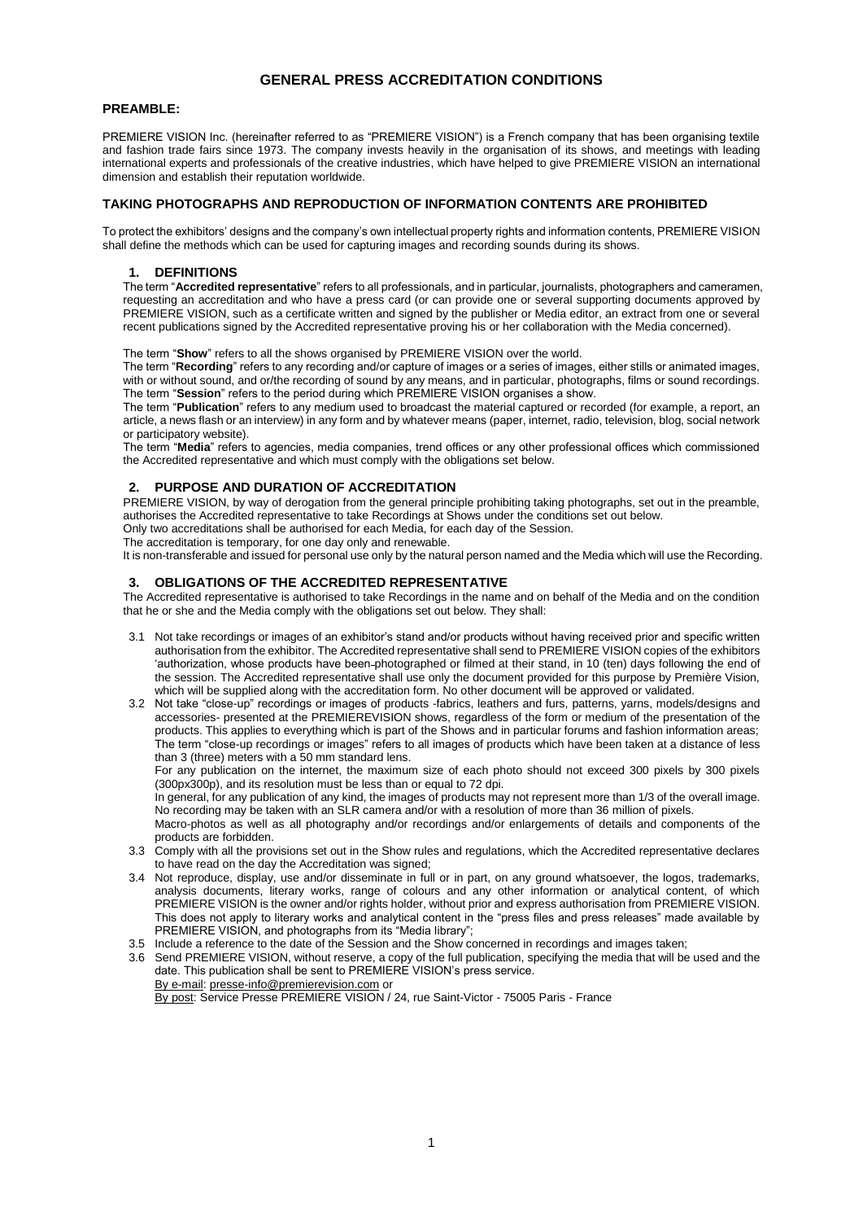# GENERAL PRESS ACCREDITATION CONDITIONS

## PREAMBLE:

PREMIERE VISION Inc. (hereinafter referred to as "PREMIERE VISION") is a French company that has been organising textile and fashion trade fairs since 1973. The company invests heavily in the organisation of its shows, and meetings with leading international experts and professionals of the creative industries, which have helped to give PREMIERE VISION an international dimension and establish their reputation worldwide.

## TAKING PHOTOGRAPHS AND REPRODUCTION OF INFORMATION CONTENTS ARE PROHIBITED

To protect the exhibitors' designs and the company's own intellectual property rights and information contents, PREMIERE VISION shall define the methods which can be used for capturing images and recording sounds during its shows.

### 1. DEFINITIONS

The term "**Accredited representative**" refers to all professionals, and in particular, journalists, photographers and cameramen, requesting an accreditation and who have a press card (or can provide one or several supporting documents approved by PREMIERE VISION, such as a certificate written and signed by the publisher or Media editor, an extract from one or several recent publications signed by the Accredited representative proving his or her collaboration with the Media concerned).

The term "**Show**" refers to all the shows organised by PREMIERE VISION over the world.
The term "**Recording**" refers to any recording and/or capture of images or a series of images, either stills or animated images, with or without sound, and or/the recording of sound by any means, and in particular, photographs, films or sound recordings.
The term "**Session**" refers to the period during which PREMIERE VISION organises a show.
The term "**Publication**" refers to any medium used to broadcast the material captured or recorded (for example, a report, an article, a news flash or an interview) in any form and by whatever means (paper, internet, radio, television, blog, social network or participatory website).
The term "**Media**" refers to agencies, media companies, trend offices or any other professional offices which commissioned the Accredited representative and which must comply with the obligations set below.

### 2. PURPOSE AND DURATION OF ACCREDITATION

PREMIERE VISION, by way of derogation from the general principle prohibiting taking photographs, set out in the preamble, authorises the Accredited representative to take Recordings at Shows under the conditions set out below.
Only two accreditations shall be authorised for each Media, for each day of the Session.
The accreditation is temporary, for one day only and renewable.
It is non-transferable and issued for personal use only by the natural person named and the Media which will use the Recording.

### 3. OBLIGATIONS OF THE ACCREDITED REPRESENTATIVE

The Accredited representative is authorised to take Recordings in the name and on behalf of the Media and on the condition that he or she and the Media comply with the obligations set out below. They shall:

3.1 Not take recordings or images of an exhibitor's stand and/or products without having received prior and specific written authorisation from the exhibitor. The Accredited representative shall send to PREMIERE VISION copies of the exhibitors 'authorization, whose products have been photographed or filmed at their stand, in 10 (ten) days following the end of the session. The Accredited representative shall use only the document provided for this purpose by Première Vision, which will be supplied along with the accreditation form. No other document will be approved or validated.

3.2 Not take "close-up" recordings or images of products -fabrics, leathers and furs, patterns, yarns, models/designs and accessories- presented at the PREMIEREVISION shows, regardless of the form or medium of the presentation of the products. This applies to everything which is part of the Shows and in particular forums and fashion information areas; The term "close-up recordings or images" refers to all images of products which have been taken at a distance of less than 3 (three) meters with a 50 mm standard lens.
For any publication on the internet, the maximum size of each photo should not exceed 300 pixels by 300 pixels (300px300p), and its resolution must be less than or equal to 72 dpi.
In general, for any publication of any kind, the images of products may not represent more than 1/3 of the overall image. No recording may be taken with an SLR camera and/or with a resolution of more than 36 million of pixels.
Macro-photos as well as all photography and/or recordings and/or enlargements of details and components of the products are forbidden.

3.3 Comply with all the provisions set out in the Show rules and regulations, which the Accredited representative declares to have read on the day the Accreditation was signed;

3.4 Not reproduce, display, use and/or disseminate in full or in part, on any ground whatsoever, the logos, trademarks, analysis documents, literary works, range of colours and any other information or analytical content, of which PREMIERE VISION is the owner and/or rights holder, without prior and express authorisation from PREMIERE VISION. This does not apply to literary works and analytical content in the "press files and press releases" made available by PREMIERE VISION, and photographs from its "Media library";

3.5 Include a reference to the date of the Session and the Show concerned in recordings and images taken;

3.6 Send PREMIERE VISION, without reserve, a copy of the full publication, specifying the media that will be used and the date. This publication shall be sent to PREMIERE VISION's press service.
By e-mail: presse-info@premierevision.com or
By post: Service Presse PREMIERE VISION / 24, rue Saint-Victor - 75005 Paris - France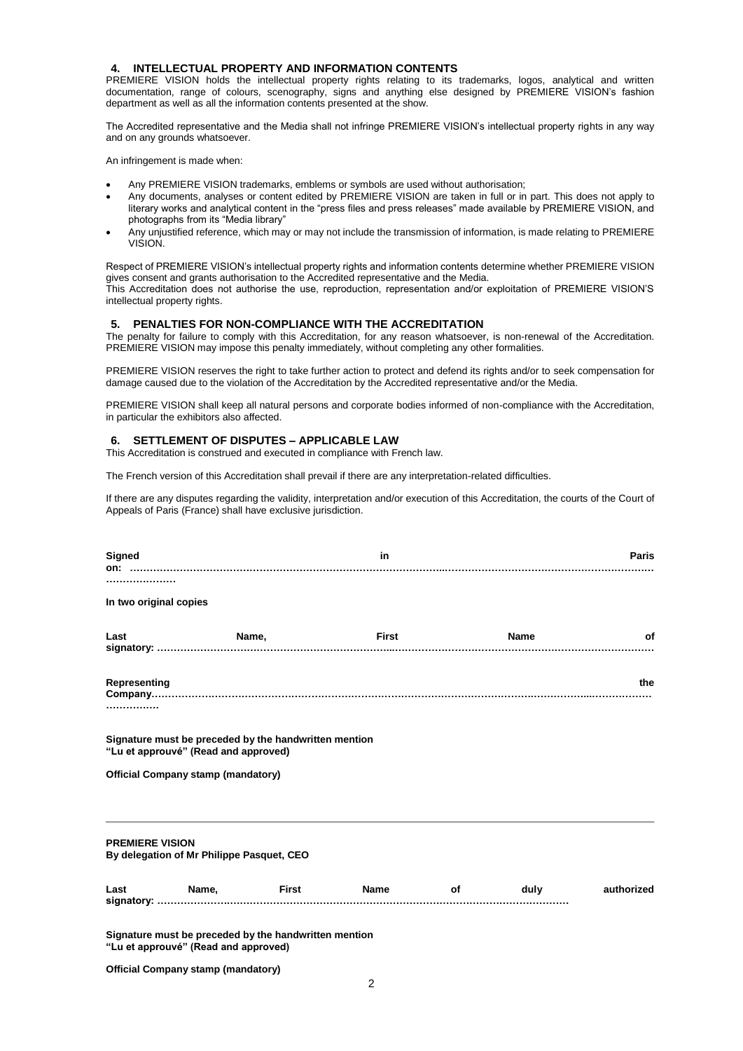## 4. INTELLECTUAL PROPERTY AND INFORMATION CONTENTS

PREMIERE VISION holds the intellectual property rights relating to its trademarks, logos, analytical and written documentation, range of colours, scenography, signs and anything else designed by PREMIERE VISION's fashion department as well as all the information contents presented at the show.

The Accredited representative and the Media shall not infringe PREMIERE VISION's intellectual property rights in any way and on any grounds whatsoever.

An infringement is made when:

- Any PREMIERE VISION trademarks, emblems or symbols are used without authorisation;
- Any documents, analyses or content edited by PREMIERE VISION are taken in full or in part. This does not apply to literary works and analytical content in the "press files and press releases" made available by PREMIERE VISION, and photographs from its "Media library"
- Any unjustified reference, which may or may not include the transmission of information, is made relating to PREMIERE VISION.

Respect of PREMIERE VISION's intellectual property rights and information contents determine whether PREMIERE VISION gives consent and grants authorisation to the Accredited representative and the Media.
This Accreditation does not authorise the use, reproduction, representation and/or exploitation of PREMIERE VISION'S intellectual property rights.

## 5. PENALTIES FOR NON-COMPLIANCE WITH THE ACCREDITATION

The penalty for failure to comply with this Accreditation, for any reason whatsoever, is non-renewal of the Accreditation. PREMIERE VISION may impose this penalty immediately, without completing any other formalities.

PREMIERE VISION reserves the right to take further action to protect and defend its rights and/or to seek compensation for damage caused due to the violation of the Accreditation by the Accredited representative and/or the Media.

PREMIERE VISION shall keep all natural persons and corporate bodies informed of non-compliance with the Accreditation, in particular the exhibitors also affected.

## 6. SETTLEMENT OF DISPUTES – APPLICABLE LAW

This Accreditation is construed and executed in compliance with French law.

The French version of this Accreditation shall prevail if there are any interpretation-related difficulties.

If there are any disputes regarding the validity, interpretation and/or execution of this Accreditation, the courts of the Court of Appeals of Paris (France) shall have exclusive jurisdiction.

**Signed in Paris on:** ……………………………………………………………………………………………………………………………………………

**In two original copies**

**Last Name, First Name of signatory:** ……………………………………………………………………………………………………………

**Representing the Company**…………………………………………………………………………………………………………………

**Signature must be preceded by the handwritten mention "Lu et approuvé" (Read and approved)**

**Official Company stamp (mandatory)**

---

**PREMIERE VISION**
**By delegation of Mr Philippe Pasquet, CEO**

**Last Name, First Name of duly authorized signatory:** ……………………………………………………………………………………

**Signature must be preceded by the handwritten mention "Lu et approuvé" (Read and approved)**

**Official Company stamp (mandatory)**